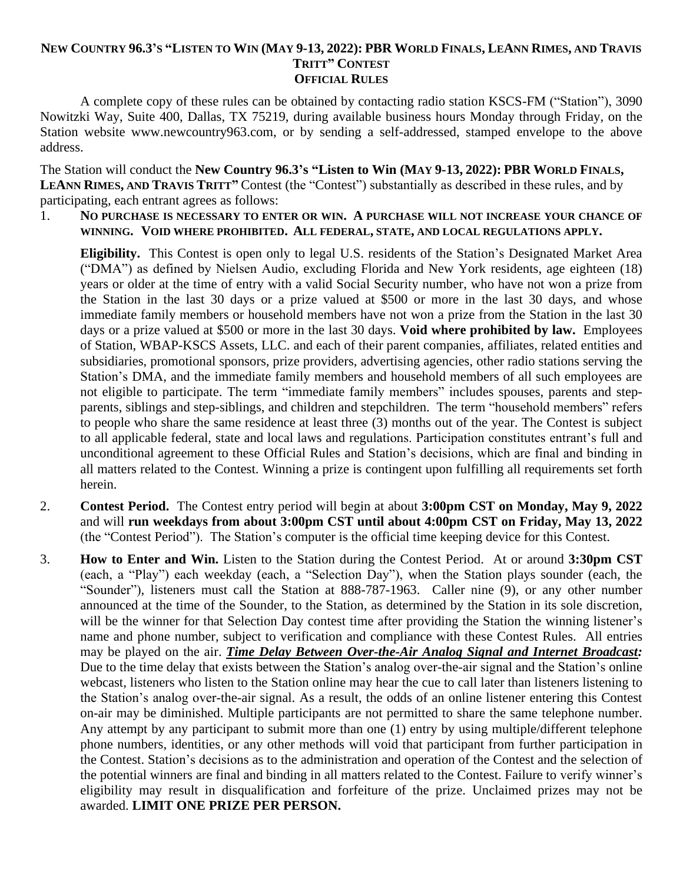# NEW COUNTRY 96.3'S "LISTEN TO WIN (MAY 9-13, 2022): PBR WORLD FINALS, LEANN RIMES, AND TRAVIS TRITT" CONTEST

## OFFICIAL RULES

A complete copy of these rules can be obtained by contacting radio station KSCS-FM ("Station"), 3090 Nowitzki Way, Suite 400, Dallas, TX 75219, during available business hours Monday through Friday, on the Station website www.newcountry963.com, or by sending a self-addressed, stamped envelope to the above address.

The Station will conduct the **New Country 96.3's "Listen to Win (MAY 9-13, 2022): PBR WORLD FINALS, LEANN RIMES, AND TRAVIS TRITT"** Contest (the "Contest") substantially as described in these rules, and by participating, each entrant agrees as follows:

1. **NO PURCHASE IS NECESSARY TO ENTER OR WIN. A PURCHASE WILL NOT INCREASE YOUR CHANCE OF WINNING. VOID WHERE PROHIBITED. ALL FEDERAL, STATE, AND LOCAL REGULATIONS APPLY.**

   **Eligibility.** This Contest is open only to legal U.S. residents of the Station's Designated Market Area ("DMA") as defined by Nielsen Audio, excluding Florida and New York residents, age eighteen (18) years or older at the time of entry with a valid Social Security number, who have not won a prize from the Station in the last 30 days or a prize valued at $500 or more in the last 30 days, and whose immediate family members or household members have not won a prize from the Station in the last 30 days or a prize valued at $500 or more in the last 30 days. **Void where prohibited by law.** Employees of Station, WBAP-KSCS Assets, LLC. and each of their parent companies, affiliates, related entities and subsidiaries, promotional sponsors, prize providers, advertising agencies, other radio stations serving the Station's DMA, and the immediate family members and household members of all such employees are not eligible to participate. The term "immediate family members" includes spouses, parents and step-parents, siblings and step-siblings, and children and stepchildren. The term "household members" refers to people who share the same residence at least three (3) months out of the year. The Contest is subject to all applicable federal, state and local laws and regulations. Participation constitutes entrant's full and unconditional agreement to these Official Rules and Station's decisions, which are final and binding in all matters related to the Contest. Winning a prize is contingent upon fulfilling all requirements set forth herein.

2. **Contest Period.** The Contest entry period will begin at about **3:00pm CST on Monday, May 9, 2022** and will **run weekdays from about 3:00pm CST until about 4:00pm CST on Friday, May 13, 2022** (the "Contest Period"). The Station's computer is the official time keeping device for this Contest.

3. **How to Enter and Win.** Listen to the Station during the Contest Period. At or around **3:30pm CST** (each, a "Play") each weekday (each, a "Selection Day"), when the Station plays sounder (each, the "Sounder"), listeners must call the Station at 888-787-1963. Caller nine (9), or any other number announced at the time of the Sounder, to the Station, as determined by the Station in its sole discretion, will be the winner for that Selection Day contest time after providing the Station the winning listener's name and phone number, subject to verification and compliance with these Contest Rules. All entries may be played on the air. ***Time Delay Between Over-the-Air Analog Signal and Internet Broadcast:*** Due to the time delay that exists between the Station's analog over-the-air signal and the Station's online webcast, listeners who listen to the Station online may hear the cue to call later than listeners listening to the Station's analog over-the-air signal. As a result, the odds of an online listener entering this Contest on-air may be diminished. Multiple participants are not permitted to share the same telephone number. Any attempt by any participant to submit more than one (1) entry by using multiple/different telephone phone numbers, identities, or any other methods will void that participant from further participation in the Contest. Station's decisions as to the administration and operation of the Contest and the selection of the potential winners are final and binding in all matters related to the Contest. Failure to verify winner's eligibility may result in disqualification and forfeiture of the prize. Unclaimed prizes may not be awarded. **LIMIT ONE PRIZE PER PERSON.**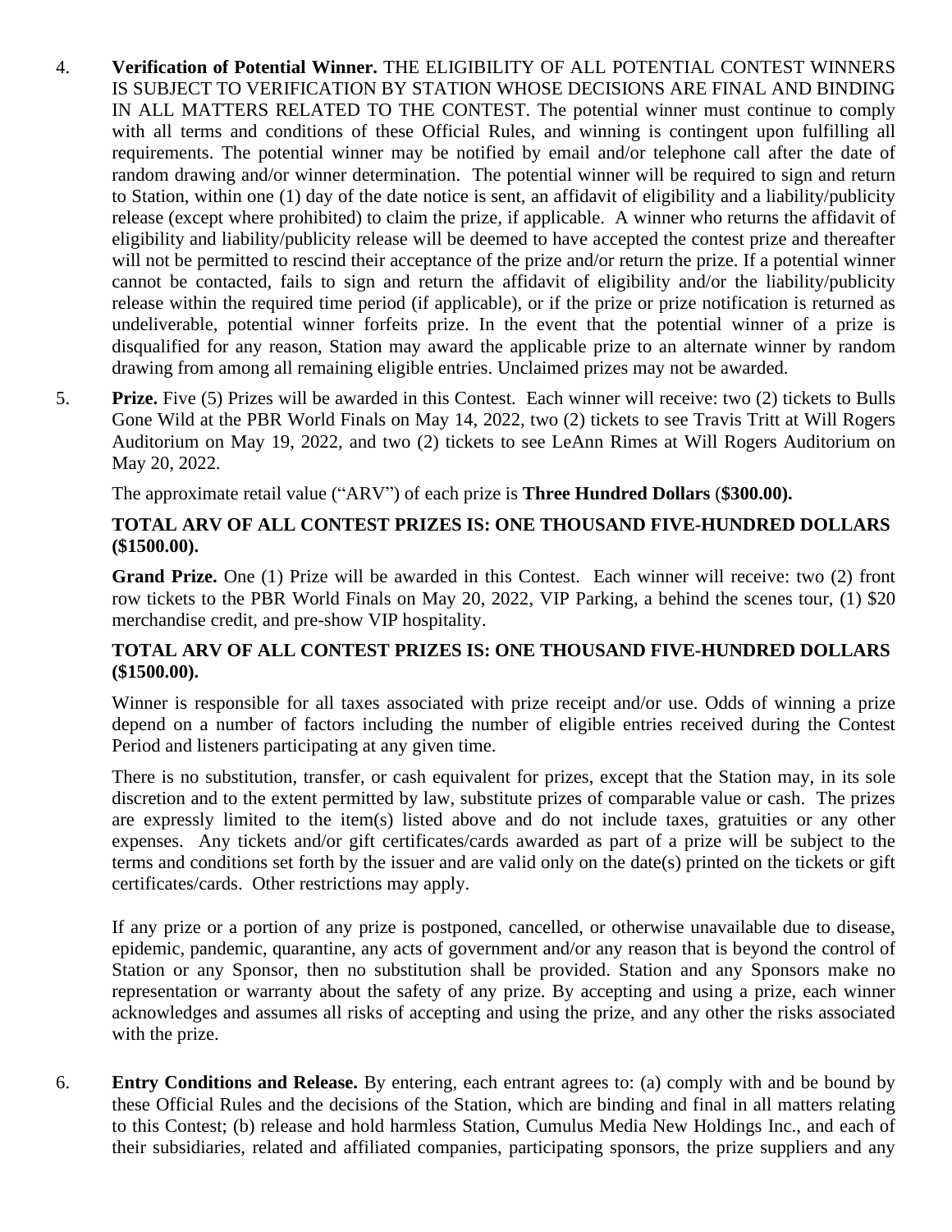4. **Verification of Potential Winner.** THE ELIGIBILITY OF ALL POTENTIAL CONTEST WINNERS IS SUBJECT TO VERIFICATION BY STATION WHOSE DECISIONS ARE FINAL AND BINDING IN ALL MATTERS RELATED TO THE CONTEST. The potential winner must continue to comply with all terms and conditions of these Official Rules, and winning is contingent upon fulfilling all requirements. The potential winner may be notified by email and/or telephone call after the date of random drawing and/or winner determination. The potential winner will be required to sign and return to Station, within one (1) day of the date notice is sent, an affidavit of eligibility and a liability/publicity release (except where prohibited) to claim the prize, if applicable. A winner who returns the affidavit of eligibility and liability/publicity release will be deemed to have accepted the contest prize and thereafter will not be permitted to rescind their acceptance of the prize and/or return the prize. If a potential winner cannot be contacted, fails to sign and return the affidavit of eligibility and/or the liability/publicity release within the required time period (if applicable), or if the prize or prize notification is returned as undeliverable, potential winner forfeits prize. In the event that the potential winner of a prize is disqualified for any reason, Station may award the applicable prize to an alternate winner by random drawing from among all remaining eligible entries. Unclaimed prizes may not be awarded.

5. **Prize.** Five (5) Prizes will be awarded in this Contest. Each winner will receive: two (2) tickets to Bulls Gone Wild at the PBR World Finals on May 14, 2022, two (2) tickets to see Travis Tritt at Will Rogers Auditorium on May 19, 2022, and two (2) tickets to see LeAnn Rimes at Will Rogers Auditorium on May 20, 2022.

   The approximate retail value ("ARV") of each prize is **Three Hundred Dollars** (**$300.00).**

   **TOTAL ARV OF ALL CONTEST PRIZES IS: ONE THOUSAND FIVE-HUNDRED DOLLARS ($1500.00).**

   **Grand Prize.** One (1) Prize will be awarded in this Contest. Each winner will receive: two (2) front row tickets to the PBR World Finals on May 20, 2022, VIP Parking, a behind the scenes tour, (1) $20 merchandise credit, and pre-show VIP hospitality.

   **TOTAL ARV OF ALL CONTEST PRIZES IS: ONE THOUSAND FIVE-HUNDRED DOLLARS ($1500.00).**

   Winner is responsible for all taxes associated with prize receipt and/or use. Odds of winning a prize depend on a number of factors including the number of eligible entries received during the Contest Period and listeners participating at any given time.

   There is no substitution, transfer, or cash equivalent for prizes, except that the Station may, in its sole discretion and to the extent permitted by law, substitute prizes of comparable value or cash. The prizes are expressly limited to the item(s) listed above and do not include taxes, gratuities or any other expenses. Any tickets and/or gift certificates/cards awarded as part of a prize will be subject to the terms and conditions set forth by the issuer and are valid only on the date(s) printed on the tickets or gift certificates/cards. Other restrictions may apply.

   If any prize or a portion of any prize is postponed, cancelled, or otherwise unavailable due to disease, epidemic, pandemic, quarantine, any acts of government and/or any reason that is beyond the control of Station or any Sponsor, then no substitution shall be provided. Station and any Sponsors make no representation or warranty about the safety of any prize. By accepting and using a prize, each winner acknowledges and assumes all risks of accepting and using the prize, and any other the risks associated with the prize.

6. **Entry Conditions and Release.** By entering, each entrant agrees to: (a) comply with and be bound by these Official Rules and the decisions of the Station, which are binding and final in all matters relating to this Contest; (b) release and hold harmless Station, Cumulus Media New Holdings Inc., and each of their subsidiaries, related and affiliated companies, participating sponsors, the prize suppliers and any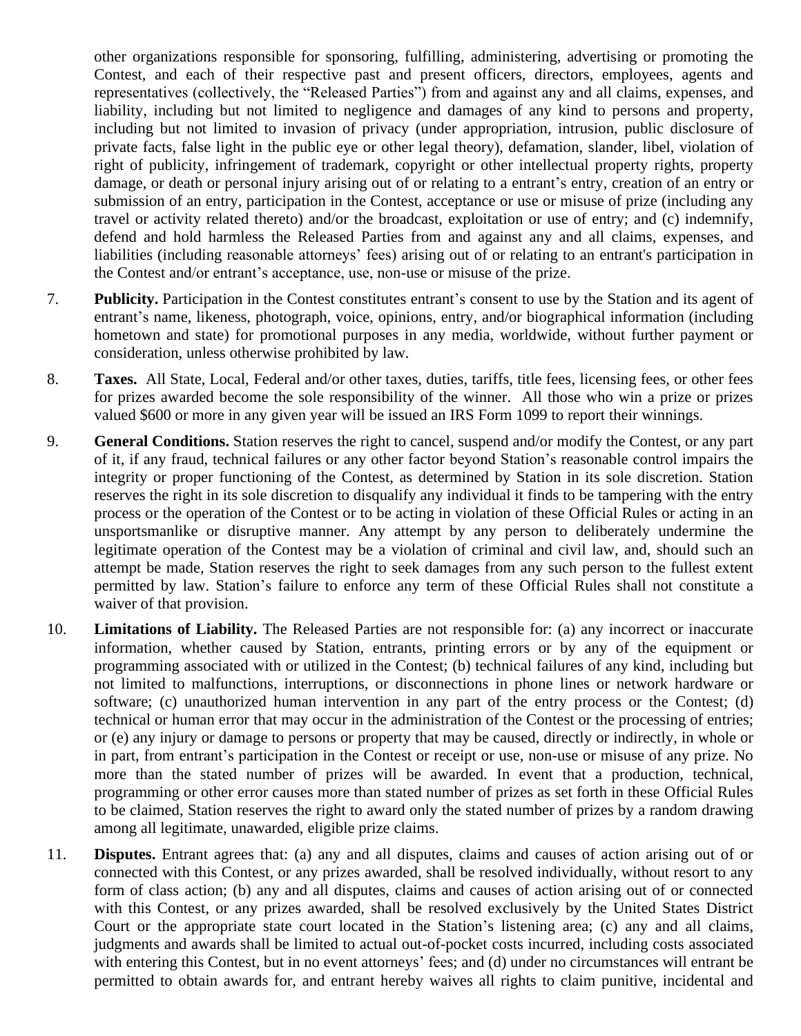other organizations responsible for sponsoring, fulfilling, administering, advertising or promoting the Contest, and each of their respective past and present officers, directors, employees, agents and representatives (collectively, the "Released Parties") from and against any and all claims, expenses, and liability, including but not limited to negligence and damages of any kind to persons and property, including but not limited to invasion of privacy (under appropriation, intrusion, public disclosure of private facts, false light in the public eye or other legal theory), defamation, slander, libel, violation of right of publicity, infringement of trademark, copyright or other intellectual property rights, property damage, or death or personal injury arising out of or relating to a entrant's entry, creation of an entry or submission of an entry, participation in the Contest, acceptance or use or misuse of prize (including any travel or activity related thereto) and/or the broadcast, exploitation or use of entry; and (c) indemnify, defend and hold harmless the Released Parties from and against any and all claims, expenses, and liabilities (including reasonable attorneys' fees) arising out of or relating to an entrant's participation in the Contest and/or entrant's acceptance, use, non-use or misuse of the prize.

7. **Publicity.** Participation in the Contest constitutes entrant's consent to use by the Station and its agent of entrant's name, likeness, photograph, voice, opinions, entry, and/or biographical information (including hometown and state) for promotional purposes in any media, worldwide, without further payment or consideration, unless otherwise prohibited by law.

8. **Taxes.** All State, Local, Federal and/or other taxes, duties, tariffs, title fees, licensing fees, or other fees for prizes awarded become the sole responsibility of the winner. All those who win a prize or prizes valued $600 or more in any given year will be issued an IRS Form 1099 to report their winnings.

9. **General Conditions.** Station reserves the right to cancel, suspend and/or modify the Contest, or any part of it, if any fraud, technical failures or any other factor beyond Station's reasonable control impairs the integrity or proper functioning of the Contest, as determined by Station in its sole discretion. Station reserves the right in its sole discretion to disqualify any individual it finds to be tampering with the entry process or the operation of the Contest or to be acting in violation of these Official Rules or acting in an unsportsmanlike or disruptive manner. Any attempt by any person to deliberately undermine the legitimate operation of the Contest may be a violation of criminal and civil law, and, should such an attempt be made, Station reserves the right to seek damages from any such person to the fullest extent permitted by law. Station's failure to enforce any term of these Official Rules shall not constitute a waiver of that provision.

10. **Limitations of Liability.** The Released Parties are not responsible for: (a) any incorrect or inaccurate information, whether caused by Station, entrants, printing errors or by any of the equipment or programming associated with or utilized in the Contest; (b) technical failures of any kind, including but not limited to malfunctions, interruptions, or disconnections in phone lines or network hardware or software; (c) unauthorized human intervention in any part of the entry process or the Contest; (d) technical or human error that may occur in the administration of the Contest or the processing of entries; or (e) any injury or damage to persons or property that may be caused, directly or indirectly, in whole or in part, from entrant's participation in the Contest or receipt or use, non-use or misuse of any prize. No more than the stated number of prizes will be awarded. In event that a production, technical, programming or other error causes more than stated number of prizes as set forth in these Official Rules to be claimed, Station reserves the right to award only the stated number of prizes by a random drawing among all legitimate, unawarded, eligible prize claims.

11. **Disputes.** Entrant agrees that: (a) any and all disputes, claims and causes of action arising out of or connected with this Contest, or any prizes awarded, shall be resolved individually, without resort to any form of class action; (b) any and all disputes, claims and causes of action arising out of or connected with this Contest, or any prizes awarded, shall be resolved exclusively by the United States District Court or the appropriate state court located in the Station's listening area; (c) any and all claims, judgments and awards shall be limited to actual out-of-pocket costs incurred, including costs associated with entering this Contest, but in no event attorneys' fees; and (d) under no circumstances will entrant be permitted to obtain awards for, and entrant hereby waives all rights to claim punitive, incidental and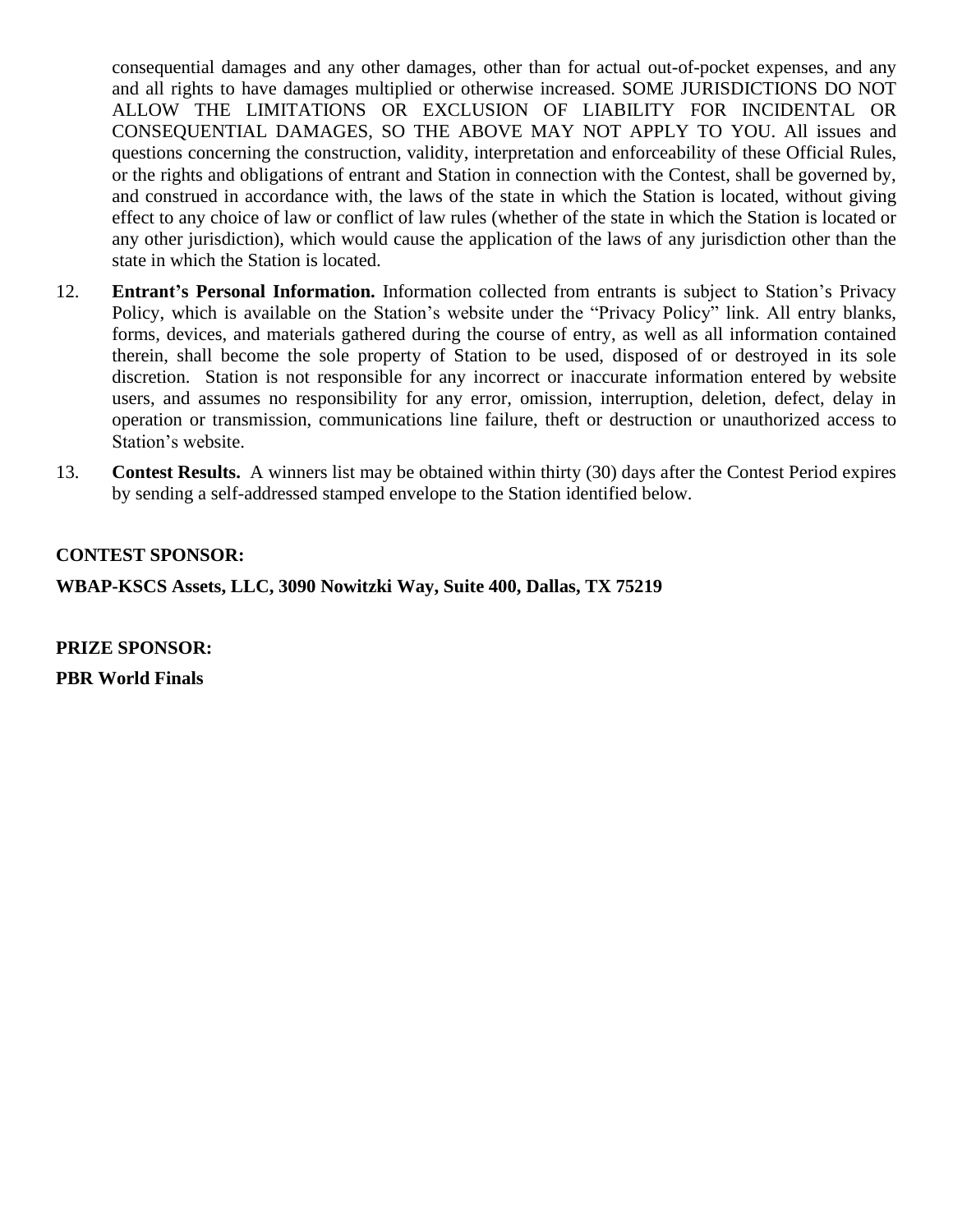consequential damages and any other damages, other than for actual out-of-pocket expenses, and any and all rights to have damages multiplied or otherwise increased. SOME JURISDICTIONS DO NOT ALLOW THE LIMITATIONS OR EXCLUSION OF LIABILITY FOR INCIDENTAL OR CONSEQUENTIAL DAMAGES, SO THE ABOVE MAY NOT APPLY TO YOU. All issues and questions concerning the construction, validity, interpretation and enforceability of these Official Rules, or the rights and obligations of entrant and Station in connection with the Contest, shall be governed by, and construed in accordance with, the laws of the state in which the Station is located, without giving effect to any choice of law or conflict of law rules (whether of the state in which the Station is located or any other jurisdiction), which would cause the application of the laws of any jurisdiction other than the state in which the Station is located.

12. **Entrant's Personal Information.** Information collected from entrants is subject to Station's Privacy Policy, which is available on the Station's website under the "Privacy Policy" link. All entry blanks, forms, devices, and materials gathered during the course of entry, as well as all information contained therein, shall become the sole property of Station to be used, disposed of or destroyed in its sole discretion. Station is not responsible for any incorrect or inaccurate information entered by website users, and assumes no responsibility for any error, omission, interruption, deletion, defect, delay in operation or transmission, communications line failure, theft or destruction or unauthorized access to Station's website.

13. **Contest Results.** A winners list may be obtained within thirty (30) days after the Contest Period expires by sending a self-addressed stamped envelope to the Station identified below.

**CONTEST SPONSOR:**

**WBAP-KSCS Assets, LLC, 3090 Nowitzki Way, Suite 400, Dallas, TX 75219**

**PRIZE SPONSOR:**

**PBR World Finals**